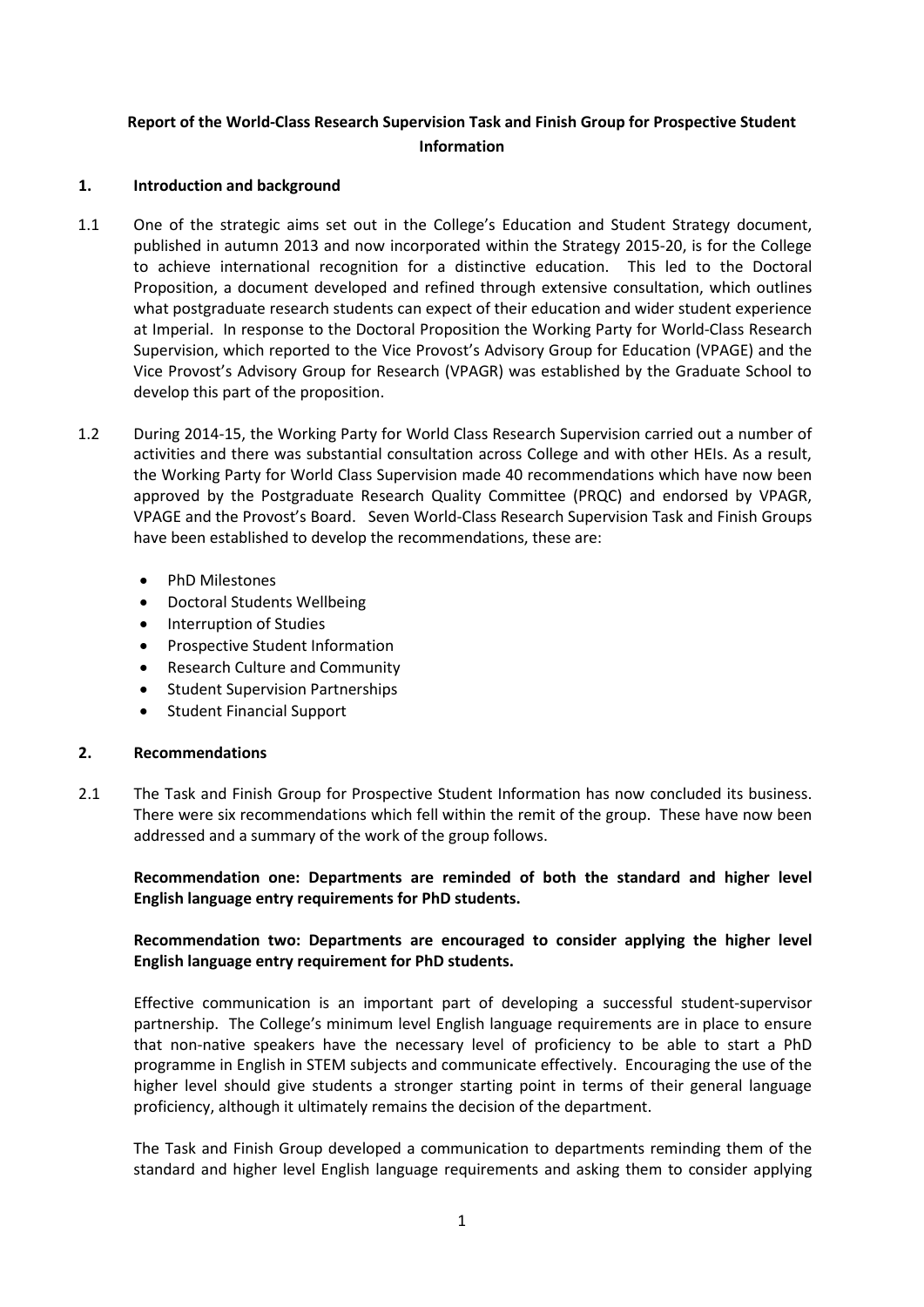**Report of the World-Class Research Supervision Task and Finish Group for Prospective Student Information**

## 1. Introduction and background

1.1 One of the strategic aims set out in the College's Education and Student Strategy document, published in autumn 2013 and now incorporated within the Strategy 2015-20, is for the College to achieve international recognition for a distinctive education. This led to the Doctoral Proposition, a document developed and refined through extensive consultation, which outlines what postgraduate research students can expect of their education and wider student experience at Imperial. In response to the Doctoral Proposition the Working Party for World-Class Research Supervision, which reported to the Vice Provost's Advisory Group for Education (VPAGE) and the Vice Provost's Advisory Group for Research (VPAGR) was established by the Graduate School to develop this part of the proposition.

1.2 During 2014-15, the Working Party for World Class Research Supervision carried out a number of activities and there was substantial consultation across College and with other HEIs. As a result, the Working Party for World Class Supervision made 40 recommendations which have now been approved by the Postgraduate Research Quality Committee (PRQC) and endorsed by VPAGR, VPAGE and the Provost's Board. Seven World-Class Research Supervision Task and Finish Groups have been established to develop the recommendations, these are:

- PhD Milestones
- Doctoral Students Wellbeing
- Interruption of Studies
- Prospective Student Information
- Research Culture and Community
- Student Supervision Partnerships
- Student Financial Support

## 2. Recommendations

2.1 The Task and Finish Group for Prospective Student Information has now concluded its business. There were six recommendations which fell within the remit of the group. These have now been addressed and a summary of the work of the group follows.

**Recommendation one: Departments are reminded of both the standard and higher level English language entry requirements for PhD students.**

**Recommendation two: Departments are encouraged to consider applying the higher level English language entry requirement for PhD students.**

Effective communication is an important part of developing a successful student-supervisor partnership. The College's minimum level English language requirements are in place to ensure that non-native speakers have the necessary level of proficiency to be able to start a PhD programme in English in STEM subjects and communicate effectively. Encouraging the use of the higher level should give students a stronger starting point in terms of their general language proficiency, although it ultimately remains the decision of the department.

The Task and Finish Group developed a communication to departments reminding them of the standard and higher level English language requirements and asking them to consider applying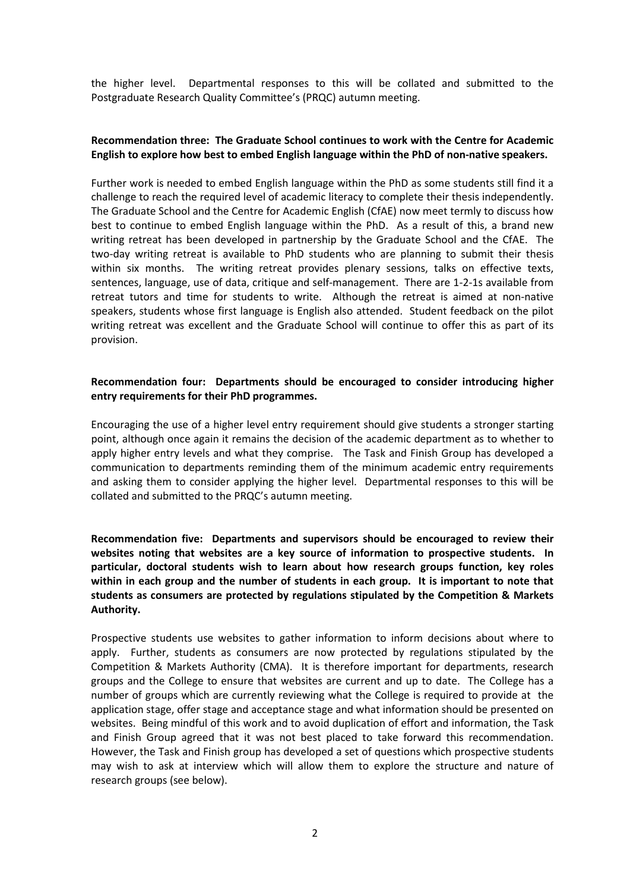the higher level. Departmental responses to this will be collated and submitted to the Postgraduate Research Quality Committee's (PRQC) autumn meeting.

**Recommendation three: The Graduate School continues to work with the Centre for Academic English to explore how best to embed English language within the PhD of non-native speakers.**

Further work is needed to embed English language within the PhD as some students still find it a challenge to reach the required level of academic literacy to complete their thesis independently. The Graduate School and the Centre for Academic English (CfAE) now meet termly to discuss how best to continue to embed English language within the PhD. As a result of this, a brand new writing retreat has been developed in partnership by the Graduate School and the CfAE. The two-day writing retreat is available to PhD students who are planning to submit their thesis within six months. The writing retreat provides plenary sessions, talks on effective texts, sentences, language, use of data, critique and self-management. There are 1-2-1s available from retreat tutors and time for students to write. Although the retreat is aimed at non-native speakers, students whose first language is English also attended. Student feedback on the pilot writing retreat was excellent and the Graduate School will continue to offer this as part of its provision.

**Recommendation four: Departments should be encouraged to consider introducing higher entry requirements for their PhD programmes.**

Encouraging the use of a higher level entry requirement should give students a stronger starting point, although once again it remains the decision of the academic department as to whether to apply higher entry levels and what they comprise. The Task and Finish Group has developed a communication to departments reminding them of the minimum academic entry requirements and asking them to consider applying the higher level. Departmental responses to this will be collated and submitted to the PRQC's autumn meeting.

**Recommendation five: Departments and supervisors should be encouraged to review their websites noting that websites are a key source of information to prospective students. In particular, doctoral students wish to learn about how research groups function, key roles within in each group and the number of students in each group. It is important to note that students as consumers are protected by regulations stipulated by the Competition & Markets Authority.**

Prospective students use websites to gather information to inform decisions about where to apply. Further, students as consumers are now protected by regulations stipulated by the Competition & Markets Authority (CMA). It is therefore important for departments, research groups and the College to ensure that websites are current and up to date. The College has a number of groups which are currently reviewing what the College is required to provide at the application stage, offer stage and acceptance stage and what information should be presented on websites. Being mindful of this work and to avoid duplication of effort and information, the Task and Finish Group agreed that it was not best placed to take forward this recommendation. However, the Task and Finish group has developed a set of questions which prospective students may wish to ask at interview which will allow them to explore the structure and nature of research groups (see below).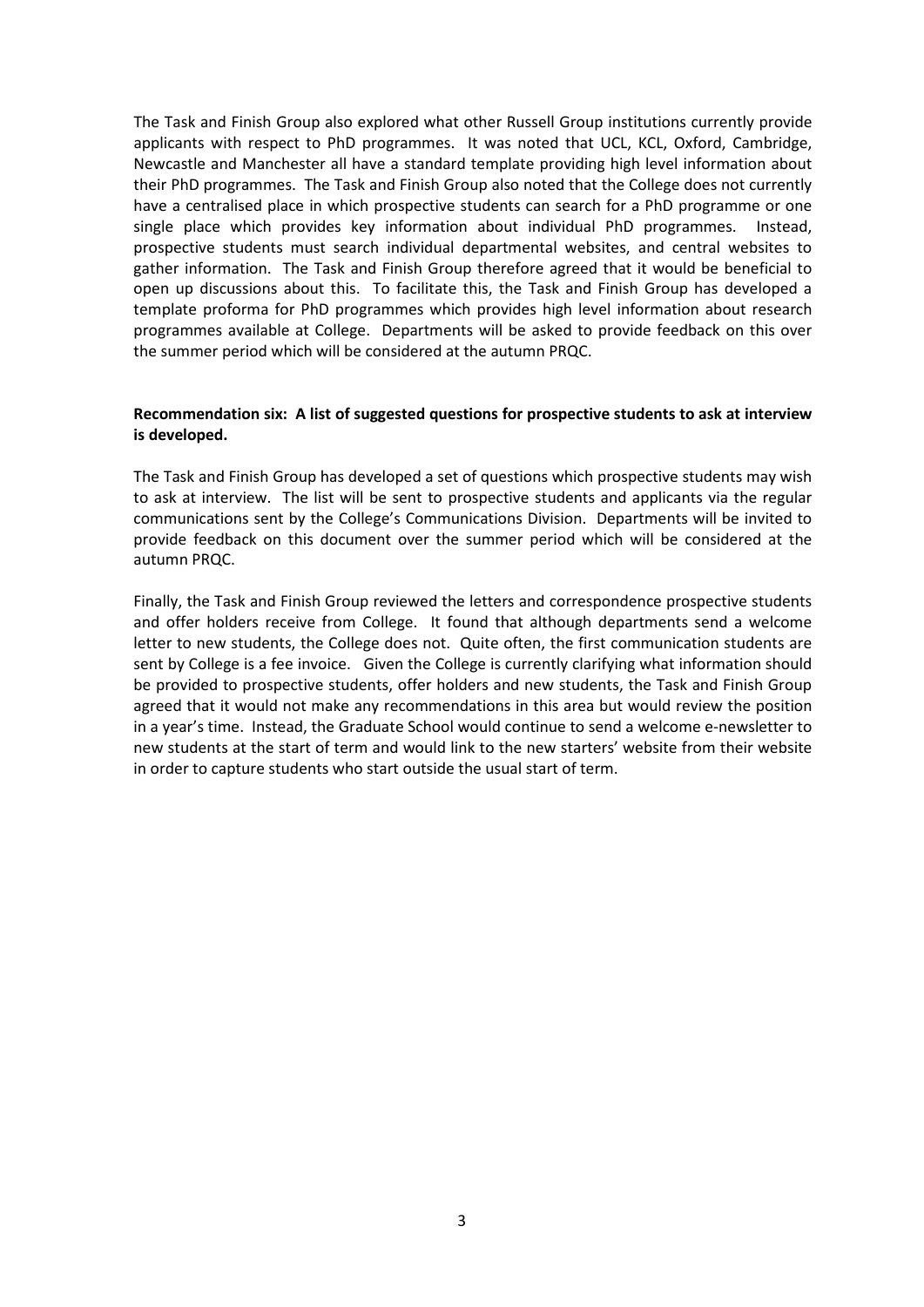The Task and Finish Group also explored what other Russell Group institutions currently provide applicants with respect to PhD programmes. It was noted that UCL, KCL, Oxford, Cambridge, Newcastle and Manchester all have a standard template providing high level information about their PhD programmes. The Task and Finish Group also noted that the College does not currently have a centralised place in which prospective students can search for a PhD programme or one single place which provides key information about individual PhD programmes. Instead, prospective students must search individual departmental websites, and central websites to gather information. The Task and Finish Group therefore agreed that it would be beneficial to open up discussions about this. To facilitate this, the Task and Finish Group has developed a template proforma for PhD programmes which provides high level information about research programmes available at College. Departments will be asked to provide feedback on this over the summer period which will be considered at the autumn PRQC.

**Recommendation six: A list of suggested questions for prospective students to ask at interview is developed.**

The Task and Finish Group has developed a set of questions which prospective students may wish to ask at interview. The list will be sent to prospective students and applicants via the regular communications sent by the College's Communications Division. Departments will be invited to provide feedback on this document over the summer period which will be considered at the autumn PRQC.

Finally, the Task and Finish Group reviewed the letters and correspondence prospective students and offer holders receive from College. It found that although departments send a welcome letter to new students, the College does not. Quite often, the first communication students are sent by College is a fee invoice. Given the College is currently clarifying what information should be provided to prospective students, offer holders and new students, the Task and Finish Group agreed that it would not make any recommendations in this area but would review the position in a year's time. Instead, the Graduate School would continue to send a welcome e-newsletter to new students at the start of term and would link to the new starters' website from their website in order to capture students who start outside the usual start of term.